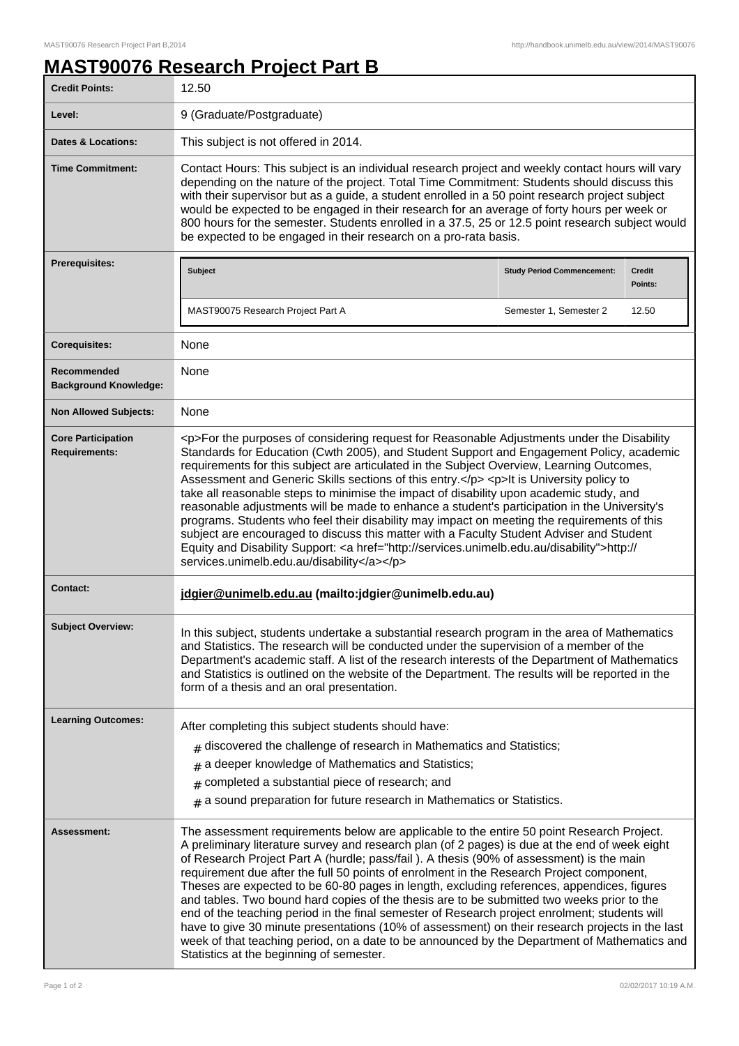# MAST90076 Research Project Part B

| | |
|---|---|
| **Credit Points:** | 12.50 |
| **Level:** | 9 (Graduate/Postgraduate) |
| **Dates & Locations:** | This subject is not offered in 2014. |
| **Time Commitment:** | Contact Hours: This subject is an individual research project and weekly contact hours will vary depending on the nature of the project. Total Time Commitment: Students should discuss this with their supervisor but as a guide, a student enrolled in a 50 point research project subject would be expected to be engaged in their research for an average of forty hours per week or 800 hours for the semester. Students enrolled in a 37.5, 25 or 12.5 point research subject would be expected to be engaged in their research on a pro-rata basis. |
| **Prerequisites:** | **Subject:** MAST90075 Research Project Part A; **Study Period Commencement:** Semester 1, Semester 2; **Credit Points:** 12.50 |
| **Corequisites:** | None |
| **Recommended Background Knowledge:** | None |
| **Non Allowed Subjects:** | None |
| **Core Participation Requirements:** | <p>For the purposes of considering request for Reasonable Adjustments under the Disability Standards for Education (Cwth 2005), and Student Support and Engagement Policy, academic requirements for this subject are articulated in the Subject Overview, Learning Outcomes, Assessment and Generic Skills sections of this entry.</p> <p>It is University policy to take all reasonable steps to minimise the impact of disability upon academic study, and reasonable adjustments will be made to enhance a student's participation in the University's programs. Students who feel their disability may impact on meeting the requirements of this subject are encouraged to discuss this matter with a Faculty Student Adviser and Student Equity and Disability Support: <a href="http://services.unimelb.edu.au/disability">http://services.unimelb.edu.au/disability</a></p> |
| **Contact:** | **jdgier@unimelb.edu.au (mailto:jdgier@unimelb.edu.au)** |
| **Subject Overview:** | In this subject, students undertake a substantial research program in the area of Mathematics and Statistics. The research will be conducted under the supervision of a member of the Department's academic staff. A list of the research interests of the Department of Mathematics and Statistics is outlined on the website of the Department. The results will be reported in the form of a thesis and an oral presentation. |
| **Learning Outcomes:** | After completing this subject students should have: # discovered the challenge of research in Mathematics and Statistics; # a deeper knowledge of Mathematics and Statistics; # completed a substantial piece of research; and # a sound preparation for future research in Mathematics or Statistics. |
| **Assessment:** | The assessment requirements below are applicable to the entire 50 point Research Project. A preliminary literature survey and research plan (of 2 pages) is due at the end of week eight of Research Project Part A (hurdle; pass/fail ). A thesis (90% of assessment) is the main requirement due after the full 50 points of enrolment in the Research Project component, Theses are expected to be 60-80 pages in length, excluding references, appendices, figures and tables. Two bound hard copies of the thesis are to be submitted two weeks prior to the end of the teaching period in the final semester of Research project enrolment; students will have to give 30 minute presentations (10% of assessment) on their research projects in the last week of that teaching period, on a date to be announced by the Department of Mathematics and Statistics at the beginning of semester. |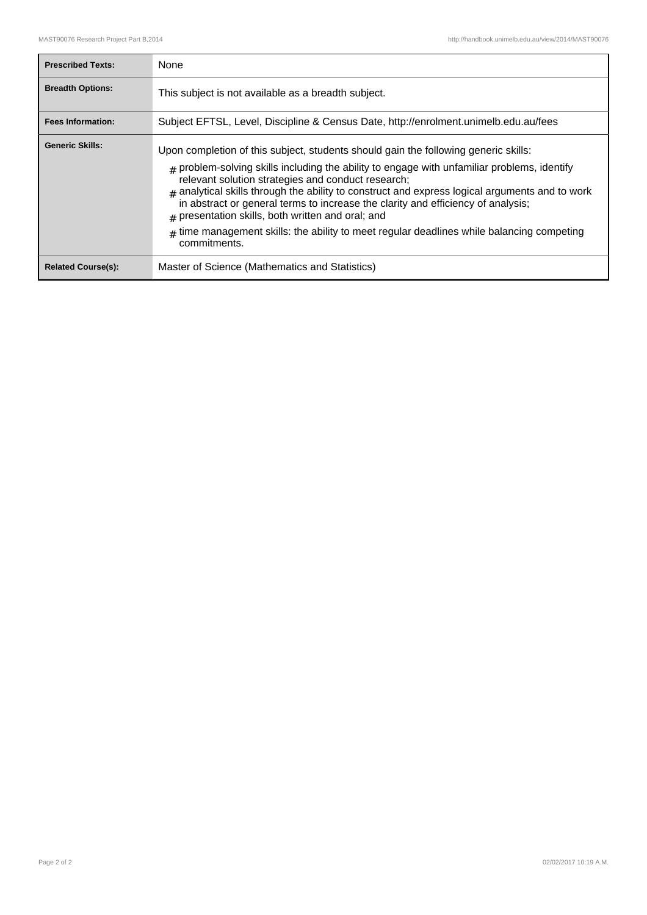| | |
|---|---|
| **Prescribed Texts:** | None |
| **Breadth Options:** | This subject is not available as a breadth subject. |
| **Fees Information:** | Subject EFTSL, Level, Discipline & Census Date, http://enrolment.unimelb.edu.au/fees |
| **Generic Skills:** | Upon completion of this subject, students should gain the following generic skills:<br># problem-solving skills including the ability to engage with unfamiliar problems, identify relevant solution strategies and conduct research;<br># analytical skills through the ability to construct and express logical arguments and to work in abstract or general terms to increase the clarity and efficiency of analysis;<br># presentation skills, both written and oral; and<br># time management skills: the ability to meet regular deadlines while balancing competing commitments. |
| **Related Course(s):** | Master of Science (Mathematics and Statistics) |